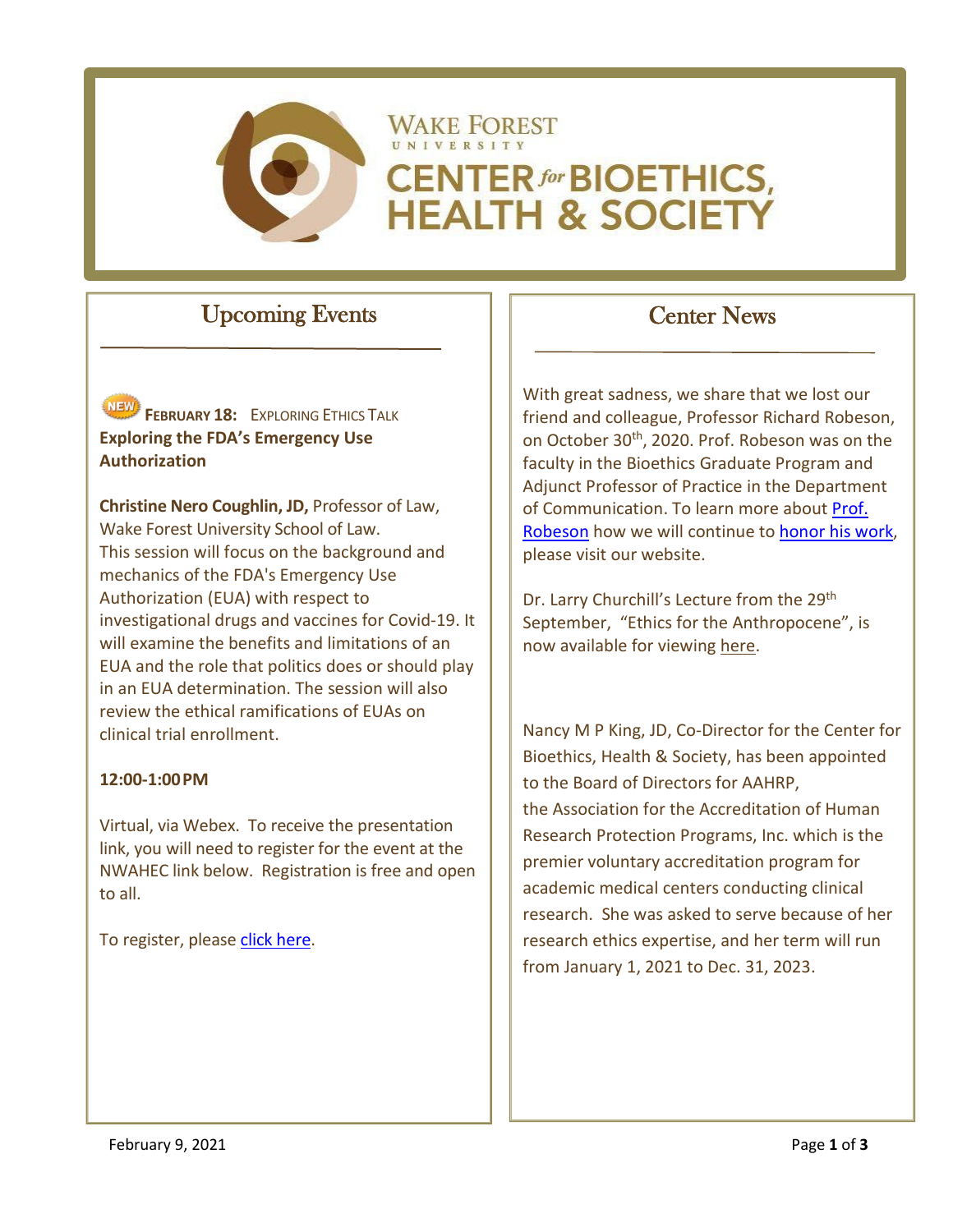# Wake Forest University Center for Bioethics, Health & Society

## Upcoming Events

NEW **February 18:** Exploring Ethics Talk
**Exploring the FDA's Emergency Use Authorization**

**Christine Nero Coughlin, JD,** Professor of Law, Wake Forest University School of Law.
This session will focus on the background and mechanics of the FDA's Emergency Use Authorization (EUA) with respect to investigational drugs and vaccines for Covid-19. It will examine the benefits and limitations of an EUA and the role that politics does or should play in an EUA determination. The session will also review the ethical ramifications of EUAs on clinical trial enrollment.

**12:00-1:00 PM**

Virtual, via Webex. To receive the presentation link, you will need to register for the event at the NWAHEC link below. Registration is free and open to all.

To register, please click here.

## Center News

With great sadness, we share that we lost our friend and colleague, Professor Richard Robeson, on October 30th, 2020. Prof. Robeson was on the faculty in the Bioethics Graduate Program and Adjunct Professor of Practice in the Department of Communication. To learn more about Prof. Robeson how we will continue to honor his work, please visit our website.

Dr. Larry Churchill's Lecture from the 29th September, "Ethics for the Anthropocene", is now available for viewing here.

Nancy M P King, JD, Co-Director for the Center for Bioethics, Health & Society, has been appointed to the Board of Directors for AAHRP, the Association for the Accreditation of Human Research Protection Programs, Inc. which is the premier voluntary accreditation program for academic medical centers conducting clinical research. She was asked to serve because of her research ethics expertise, and her term will run from January 1, 2021 to Dec. 31, 2023.

February 9, 2021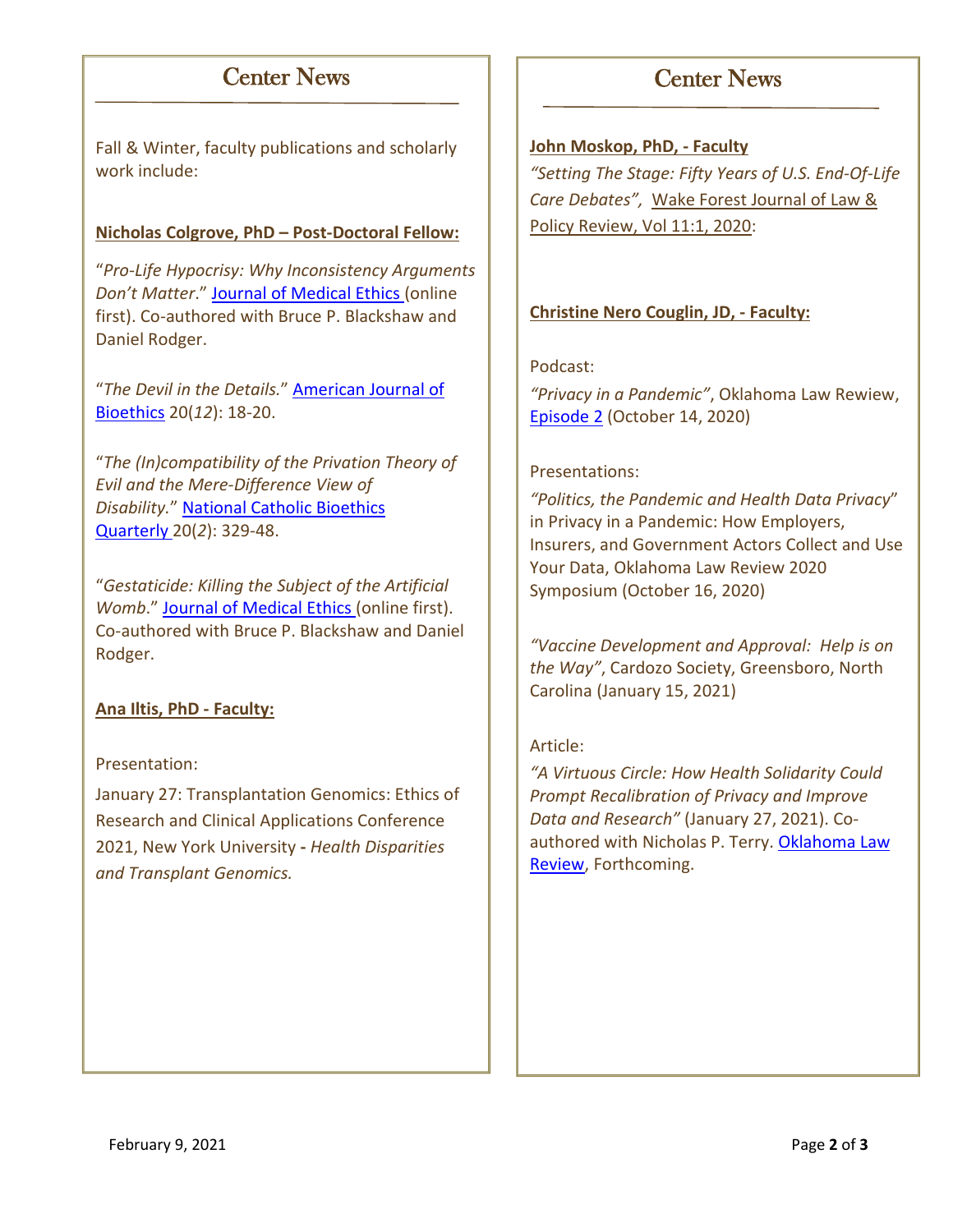## Center News

Fall & Winter, faculty publications and scholarly work include:

**Nicholas Colgrove, PhD – Post-Doctoral Fellow:**

"*Pro-Life Hypocrisy: Why Inconsistency Arguments Don't Matter*." Journal of Medical Ethics (online first). Co-authored with Bruce P. Blackshaw and Daniel Rodger.

"*The Devil in the Details.*" American Journal of Bioethics 20(*12*): 18-20.

"*The (In)compatibility of the Privation Theory of Evil and the Mere-Difference View of Disability.*" National Catholic Bioethics Quarterly 20(*2*): 329-48.

"*Gestaticide: Killing the Subject of the Artificial Womb*." Journal of Medical Ethics (online first). Co-authored with Bruce P. Blackshaw and Daniel Rodger.

**Ana Iltis, PhD - Faculty:**

Presentation:

January 27: Transplantation Genomics: Ethics of Research and Clinical Applications Conference 2021, New York University **-** *Health Disparities and Transplant Genomics.*

## Center News

**John Moskop, PhD, - Faculty**

*"Setting The Stage: Fifty Years of U.S. End-Of-Life Care Debates",* Wake Forest Journal of Law & Policy Review, Vol 11:1, 2020:

**Christine Nero Couglin, JD, - Faculty:**

Podcast:

*"Privacy in a Pandemic"*, Oklahoma Law Rewiew, Episode 2 (October 14, 2020)

Presentations:

*"Politics, the Pandemic and Health Data Privacy*" in Privacy in a Pandemic: How Employers, Insurers, and Government Actors Collect and Use Your Data, Oklahoma Law Review 2020 Symposium (October 16, 2020)

*"Vaccine Development and Approval: Help is on the Way"*, Cardozo Society, Greensboro, North Carolina (January 15, 2021)

Article:

*"A Virtuous Circle: How Health Solidarity Could Prompt Recalibration of Privacy and Improve Data and Research"* (January 27, 2021). Co-authored with Nicholas P. Terry. Oklahoma Law Review, Forthcoming.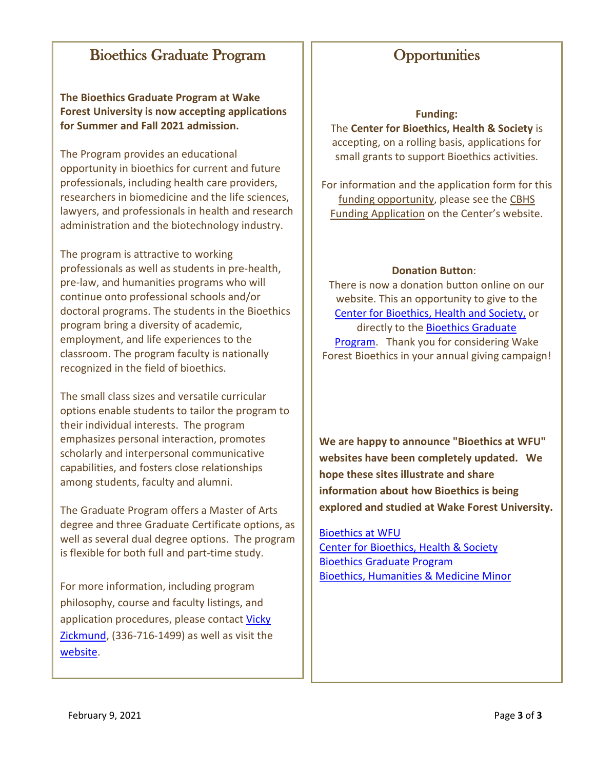## Bioethics Graduate Program

**The Bioethics Graduate Program at Wake Forest University is now accepting applications for Summer and Fall 2021 admission.**

The Program provides an educational opportunity in bioethics for current and future professionals, including health care providers, researchers in biomedicine and the life sciences, lawyers, and professionals in health and research administration and the biotechnology industry.

The program is attractive to working professionals as well as students in pre-health, pre-law, and humanities programs who will continue onto professional schools and/or doctoral programs. The students in the Bioethics program bring a diversity of academic, employment, and life experiences to the classroom. The program faculty is nationally recognized in the field of bioethics.

The small class sizes and versatile curricular options enable students to tailor the program to their individual interests. The program emphasizes personal interaction, promotes scholarly and interpersonal communicative capabilities, and fosters close relationships among students, faculty and alumni.

The Graduate Program offers a Master of Arts degree and three Graduate Certificate options, as well as several dual degree options. The program is flexible for both full and part-time study.

For more information, including program philosophy, course and faculty listings, and application procedures, please contact Vicky Zickmund, (336-716-1499) as well as visit the website.

## Opportunities

**Funding:**

The **Center for Bioethics, Health & Society** is accepting, on a rolling basis, applications for small grants to support Bioethics activities.

For information and the application form for this funding opportunity, please see the CBHS Funding Application on the Center's website.

**Donation Button**:

There is now a donation button online on our website. This an opportunity to give to the Center for Bioethics, Health and Society, or directly to the Bioethics Graduate Program. Thank you for considering Wake Forest Bioethics in your annual giving campaign!

**We are happy to announce "Bioethics at WFU" websites have been completely updated. We hope these sites illustrate and share information about how Bioethics is being explored and studied at Wake Forest University.**

Bioethics at WFU
Center for Bioethics, Health & Society
Bioethics Graduate Program
Bioethics, Humanities & Medicine Minor

February 9, 2021